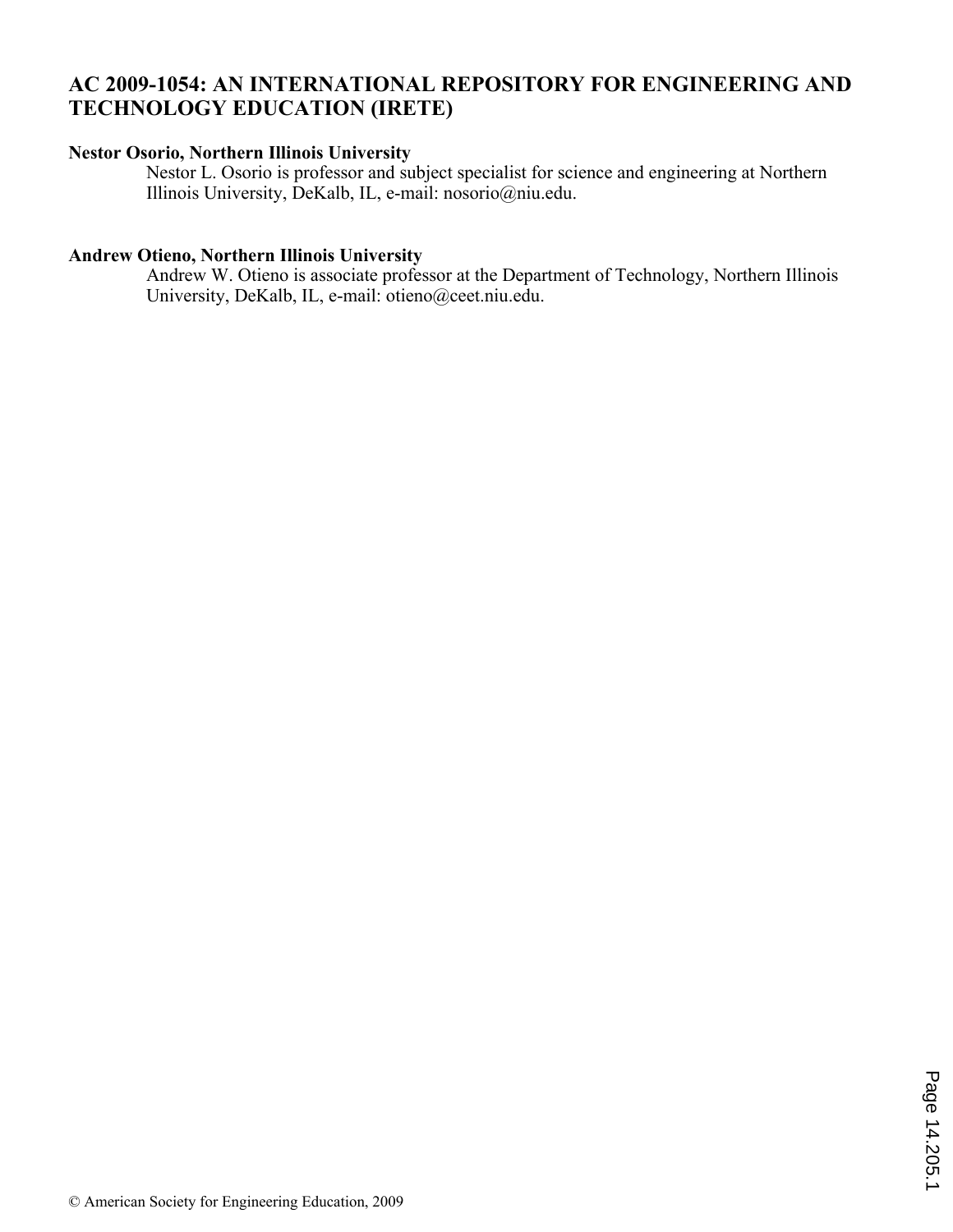# AC 2009-1054: AN INTERNATIONAL REPOSITORY FOR ENGINEERING AND TECHNOLOGY EDUCATION (IRETE)

**Nestor Osorio, Northern Illinois University**

Nestor L. Osorio is professor and subject specialist for science and engineering at Northern Illinois University, DeKalb, IL, e-mail: nosorio@niu.edu.

**Andrew Otieno, Northern Illinois University**

Andrew W. Otieno is associate professor at the Department of Technology, Northern Illinois University, DeKalb, IL, e-mail: otieno@ceet.niu.edu.

© American Society for Engineering Education, 2009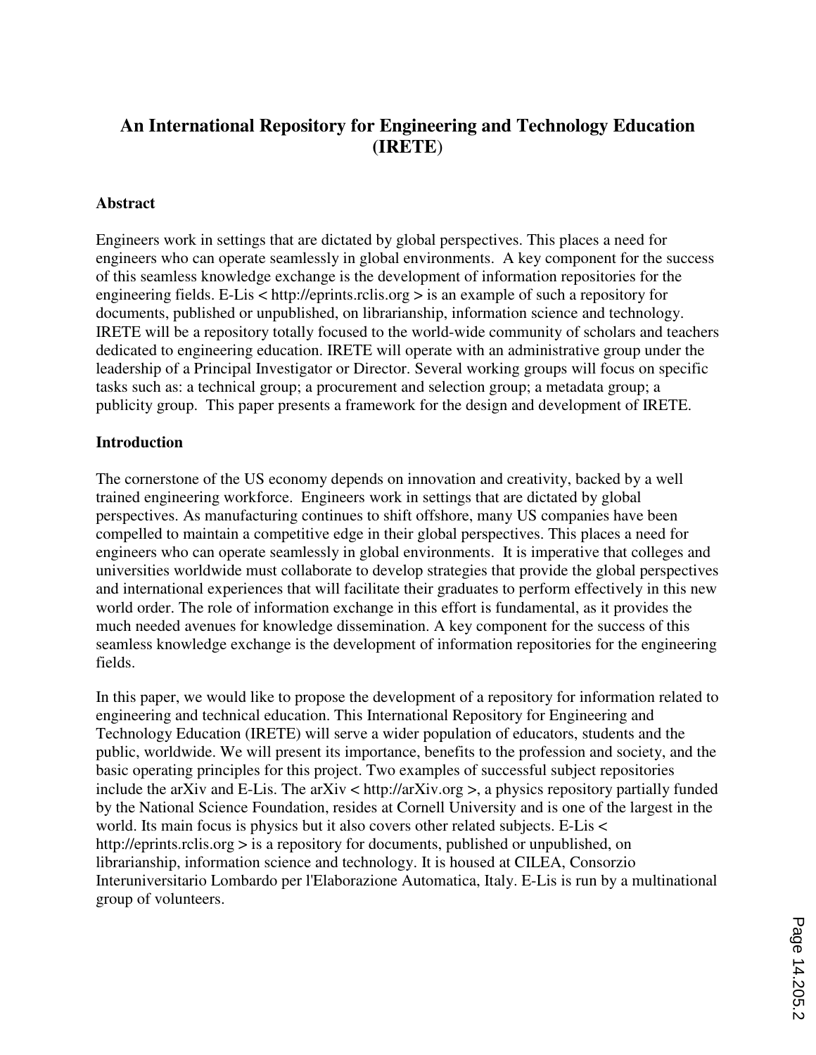# An International Repository for Engineering and Technology Education (IRETE)

## Abstract

Engineers work in settings that are dictated by global perspectives. This places a need for engineers who can operate seamlessly in global environments. A key component for the success of this seamless knowledge exchange is the development of information repositories for the engineering fields. E-Lis < http://eprints.rclis.org > is an example of such a repository for documents, published or unpublished, on librarianship, information science and technology. IRETE will be a repository totally focused to the world-wide community of scholars and teachers dedicated to engineering education. IRETE will operate with an administrative group under the leadership of a Principal Investigator or Director. Several working groups will focus on specific tasks such as: a technical group; a procurement and selection group; a metadata group; a publicity group. This paper presents a framework for the design and development of IRETE.

## Introduction

The cornerstone of the US economy depends on innovation and creativity, backed by a well trained engineering workforce. Engineers work in settings that are dictated by global perspectives. As manufacturing continues to shift offshore, many US companies have been compelled to maintain a competitive edge in their global perspectives. This places a need for engineers who can operate seamlessly in global environments. It is imperative that colleges and universities worldwide must collaborate to develop strategies that provide the global perspectives and international experiences that will facilitate their graduates to perform effectively in this new world order. The role of information exchange in this effort is fundamental, as it provides the much needed avenues for knowledge dissemination. A key component for the success of this seamless knowledge exchange is the development of information repositories for the engineering fields.

In this paper, we would like to propose the development of a repository for information related to engineering and technical education. This International Repository for Engineering and Technology Education (IRETE) will serve a wider population of educators, students and the public, worldwide. We will present its importance, benefits to the profession and society, and the basic operating principles for this project. Two examples of successful subject repositories include the arXiv and E-Lis. The arXiv < http://arXiv.org >, a physics repository partially funded by the National Science Foundation, resides at Cornell University and is one of the largest in the world. Its main focus is physics but it also covers other related subjects. E-Lis < http://eprints.rclis.org > is a repository for documents, published or unpublished, on librarianship, information science and technology. It is housed at CILEA, Consorzio Interuniversitario Lombardo per l'Elaborazione Automatica, Italy. E-Lis is run by a multinational group of volunteers.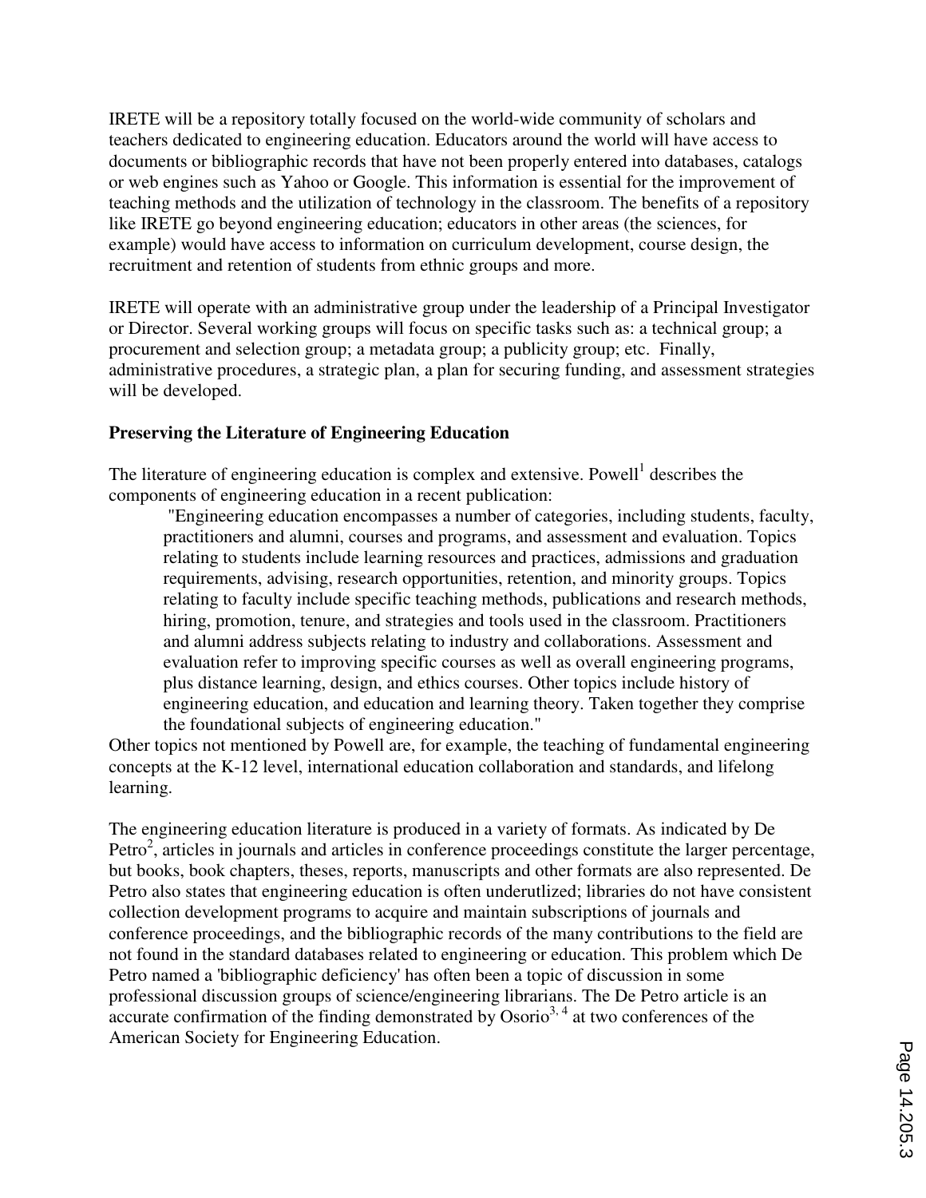IRETE will be a repository totally focused on the world-wide community of scholars and teachers dedicated to engineering education. Educators around the world will have access to documents or bibliographic records that have not been properly entered into databases, catalogs or web engines such as Yahoo or Google. This information is essential for the improvement of teaching methods and the utilization of technology in the classroom. The benefits of a repository like IRETE go beyond engineering education; educators in other areas (the sciences, for example) would have access to information on curriculum development, course design, the recruitment and retention of students from ethnic groups and more.

IRETE will operate with an administrative group under the leadership of a Principal Investigator or Director. Several working groups will focus on specific tasks such as: a technical group; a procurement and selection group; a metadata group; a publicity group; etc. Finally, administrative procedures, a strategic plan, a plan for securing funding, and assessment strategies will be developed.

**Preserving the Literature of Engineering Education**

The literature of engineering education is complex and extensive. Powell[1] describes the components of engineering education in a recent publication:

> "Engineering education encompasses a number of categories, including students, faculty, practitioners and alumni, courses and programs, and assessment and evaluation. Topics relating to students include learning resources and practices, admissions and graduation requirements, advising, research opportunities, retention, and minority groups. Topics relating to faculty include specific teaching methods, publications and research methods, hiring, promotion, tenure, and strategies and tools used in the classroom. Practitioners and alumni address subjects relating to industry and collaborations. Assessment and evaluation refer to improving specific courses as well as overall engineering programs, plus distance learning, design, and ethics courses. Other topics include history of engineering education, and education and learning theory. Taken together they comprise the foundational subjects of engineering education."

Other topics not mentioned by Powell are, for example, the teaching of fundamental engineering concepts at the K-12 level, international education collaboration and standards, and lifelong learning.

The engineering education literature is produced in a variety of formats. As indicated by De Petro[2], articles in journals and articles in conference proceedings constitute the larger percentage, but books, book chapters, theses, reports, manuscripts and other formats are also represented. De Petro also states that engineering education is often underutlized; libraries do not have consistent collection development programs to acquire and maintain subscriptions of journals and conference proceedings, and the bibliographic records of the many contributions to the field are not found in the standard databases related to engineering or education. This problem which De Petro named a 'bibliographic deficiency' has often been a topic of discussion in some professional discussion groups of science/engineering librarians. The De Petro article is an accurate confirmation of the finding demonstrated by Osorio[3, 4] at two conferences of the American Society for Engineering Education.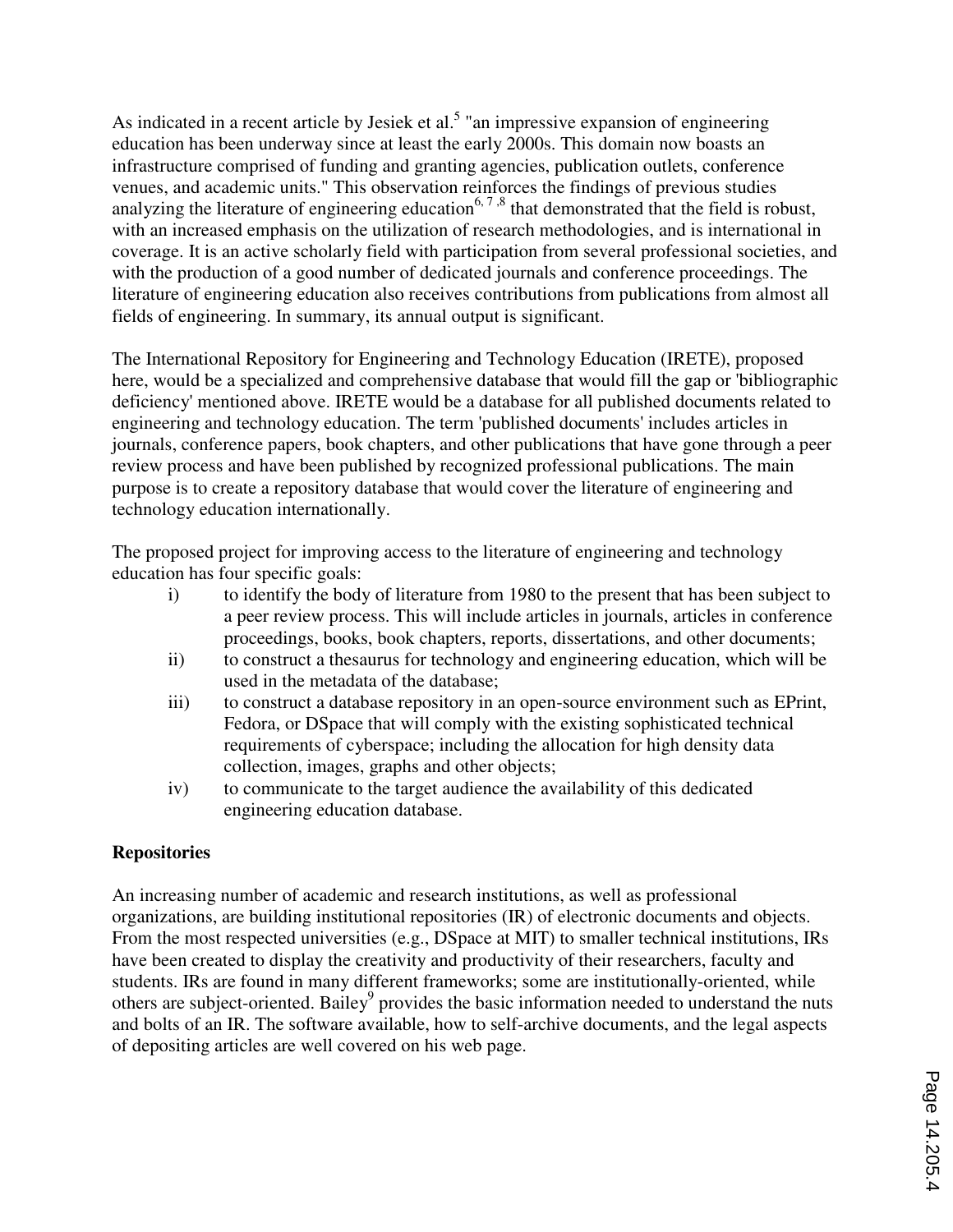As indicated in a recent article by Jesiek et al.[5] "an impressive expansion of engineering education has been underway since at least the early 2000s. This domain now boasts an infrastructure comprised of funding and granting agencies, publication outlets, conference venues, and academic units." This observation reinforces the findings of previous studies analyzing the literature of engineering education[6, 7, 8] that demonstrated that the field is robust, with an increased emphasis on the utilization of research methodologies, and is international in coverage. It is an active scholarly field with participation from several professional societies, and with the production of a good number of dedicated journals and conference proceedings. The literature of engineering education also receives contributions from publications from almost all fields of engineering. In summary, its annual output is significant.

The International Repository for Engineering and Technology Education (IRETE), proposed here, would be a specialized and comprehensive database that would fill the gap or 'bibliographic deficiency' mentioned above. IRETE would be a database for all published documents related to engineering and technology education. The term 'published documents' includes articles in journals, conference papers, book chapters, and other publications that have gone through a peer review process and have been published by recognized professional publications. The main purpose is to create a repository database that would cover the literature of engineering and technology education internationally.

The proposed project for improving access to the literature of engineering and technology education has four specific goals:

- i) to identify the body of literature from 1980 to the present that has been subject to a peer review process. This will include articles in journals, articles in conference proceedings, books, book chapters, reports, dissertations, and other documents;
- ii) to construct a thesaurus for technology and engineering education, which will be used in the metadata of the database;
- iii) to construct a database repository in an open-source environment such as EPrint, Fedora, or DSpace that will comply with the existing sophisticated technical requirements of cyberspace; including the allocation for high density data collection, images, graphs and other objects;
- iv) to communicate to the target audience the availability of this dedicated engineering education database.

**Repositories**

An increasing number of academic and research institutions, as well as professional organizations, are building institutional repositories (IR) of electronic documents and objects. From the most respected universities (e.g., DSpace at MIT) to smaller technical institutions, IRs have been created to display the creativity and productivity of their researchers, faculty and students. IRs are found in many different frameworks; some are institutionally-oriented, while others are subject-oriented. Bailey[9] provides the basic information needed to understand the nuts and bolts of an IR. The software available, how to self-archive documents, and the legal aspects of depositing articles are well covered on his web page.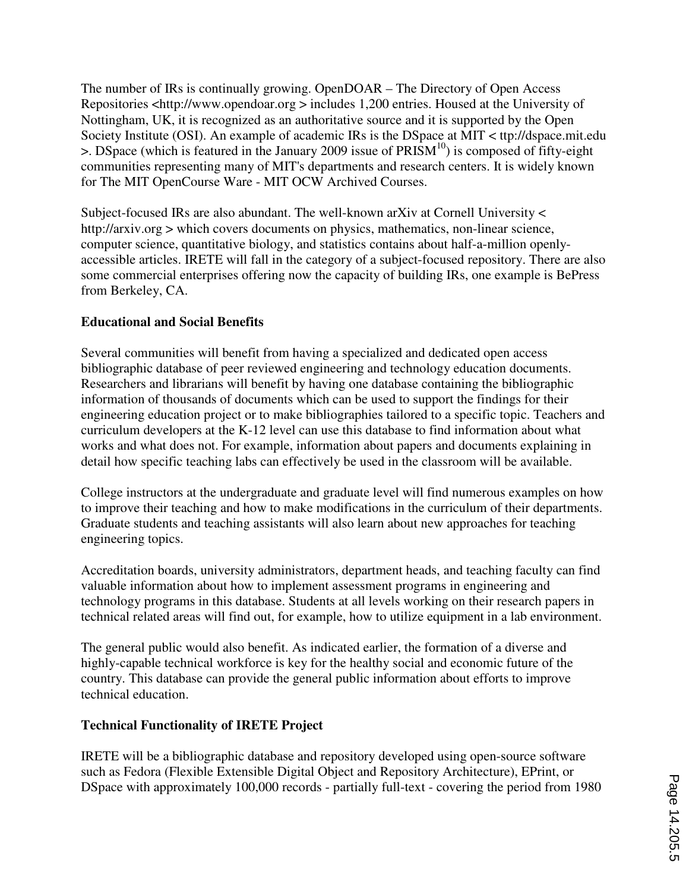The number of IRs is continually growing. OpenDOAR – The Directory of Open Access Repositories <http://www.opendoar.org > includes 1,200 entries. Housed at the University of Nottingham, UK, it is recognized as an authoritative source and it is supported by the Open Society Institute (OSI). An example of academic IRs is the DSpace at MIT < ttp://dspace.mit.edu >. DSpace (which is featured in the January 2009 issue of PRISM[10]) is composed of fifty-eight communities representing many of MIT's departments and research centers. It is widely known for The MIT OpenCourse Ware - MIT OCW Archived Courses.

Subject-focused IRs are also abundant. The well-known arXiv at Cornell University < http://arxiv.org > which covers documents on physics, mathematics, non-linear science, computer science, quantitative biology, and statistics contains about half-a-million openly-accessible articles. IRETE will fall in the category of a subject-focused repository. There are also some commercial enterprises offering now the capacity of building IRs, one example is BePress from Berkeley, CA.

**Educational and Social Benefits**

Several communities will benefit from having a specialized and dedicated open access bibliographic database of peer reviewed engineering and technology education documents. Researchers and librarians will benefit by having one database containing the bibliographic information of thousands of documents which can be used to support the findings for their engineering education project or to make bibliographies tailored to a specific topic. Teachers and curriculum developers at the K-12 level can use this database to find information about what works and what does not. For example, information about papers and documents explaining in detail how specific teaching labs can effectively be used in the classroom will be available.

College instructors at the undergraduate and graduate level will find numerous examples on how to improve their teaching and how to make modifications in the curriculum of their departments. Graduate students and teaching assistants will also learn about new approaches for teaching engineering topics.

Accreditation boards, university administrators, department heads, and teaching faculty can find valuable information about how to implement assessment programs in engineering and technology programs in this database. Students at all levels working on their research papers in technical related areas will find out, for example, how to utilize equipment in a lab environment.

The general public would also benefit. As indicated earlier, the formation of a diverse and highly-capable technical workforce is key for the healthy social and economic future of the country. This database can provide the general public information about efforts to improve technical education.

**Technical Functionality of IRETE Project**

IRETE will be a bibliographic database and repository developed using open-source software such as Fedora (Flexible Extensible Digital Object and Repository Architecture), EPrint, or DSpace with approximately 100,000 records - partially full-text - covering the period from 1980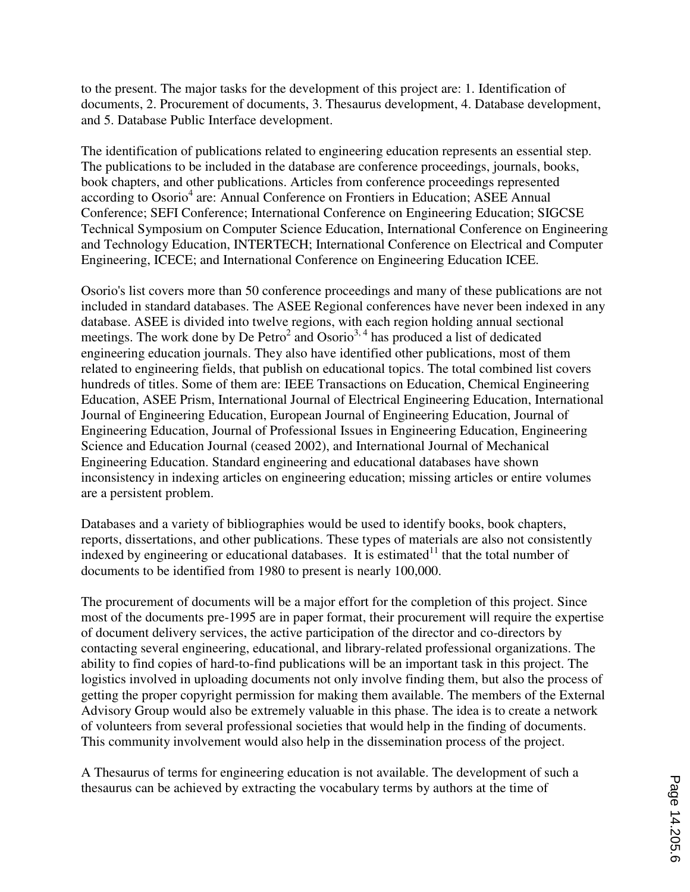to the present. The major tasks for the development of this project are: 1. Identification of documents, 2. Procurement of documents, 3. Thesaurus development, 4. Database development, and 5. Database Public Interface development.

The identification of publications related to engineering education represents an essential step. The publications to be included in the database are conference proceedings, journals, books, book chapters, and other publications. Articles from conference proceedings represented according to Osorio[4] are: Annual Conference on Frontiers in Education; ASEE Annual Conference; SEFI Conference; International Conference on Engineering Education; SIGCSE Technical Symposium on Computer Science Education, International Conference on Engineering and Technology Education, INTERTECH; International Conference on Electrical and Computer Engineering, ICECE; and International Conference on Engineering Education ICEE.

Osorio's list covers more than 50 conference proceedings and many of these publications are not included in standard databases. The ASEE Regional conferences have never been indexed in any database. ASEE is divided into twelve regions, with each region holding annual sectional meetings. The work done by De Petro[2] and Osorio[3, 4] has produced a list of dedicated engineering education journals. They also have identified other publications, most of them related to engineering fields, that publish on educational topics. The total combined list covers hundreds of titles. Some of them are: IEEE Transactions on Education, Chemical Engineering Education, ASEE Prism, International Journal of Electrical Engineering Education, International Journal of Engineering Education, European Journal of Engineering Education, Journal of Engineering Education, Journal of Professional Issues in Engineering Education, Engineering Science and Education Journal (ceased 2002), and International Journal of Mechanical Engineering Education. Standard engineering and educational databases have shown inconsistency in indexing articles on engineering education; missing articles or entire volumes are a persistent problem.

Databases and a variety of bibliographies would be used to identify books, book chapters, reports, dissertations, and other publications. These types of materials are also not consistently indexed by engineering or educational databases. It is estimated[11] that the total number of documents to be identified from 1980 to present is nearly 100,000.

The procurement of documents will be a major effort for the completion of this project. Since most of the documents pre-1995 are in paper format, their procurement will require the expertise of document delivery services, the active participation of the director and co-directors by contacting several engineering, educational, and library-related professional organizations. The ability to find copies of hard-to-find publications will be an important task in this project. The logistics involved in uploading documents not only involve finding them, but also the process of getting the proper copyright permission for making them available. The members of the External Advisory Group would also be extremely valuable in this phase. The idea is to create a network of volunteers from several professional societies that would help in the finding of documents. This community involvement would also help in the dissemination process of the project.

A Thesaurus of terms for engineering education is not available. The development of such a thesaurus can be achieved by extracting the vocabulary terms by authors at the time of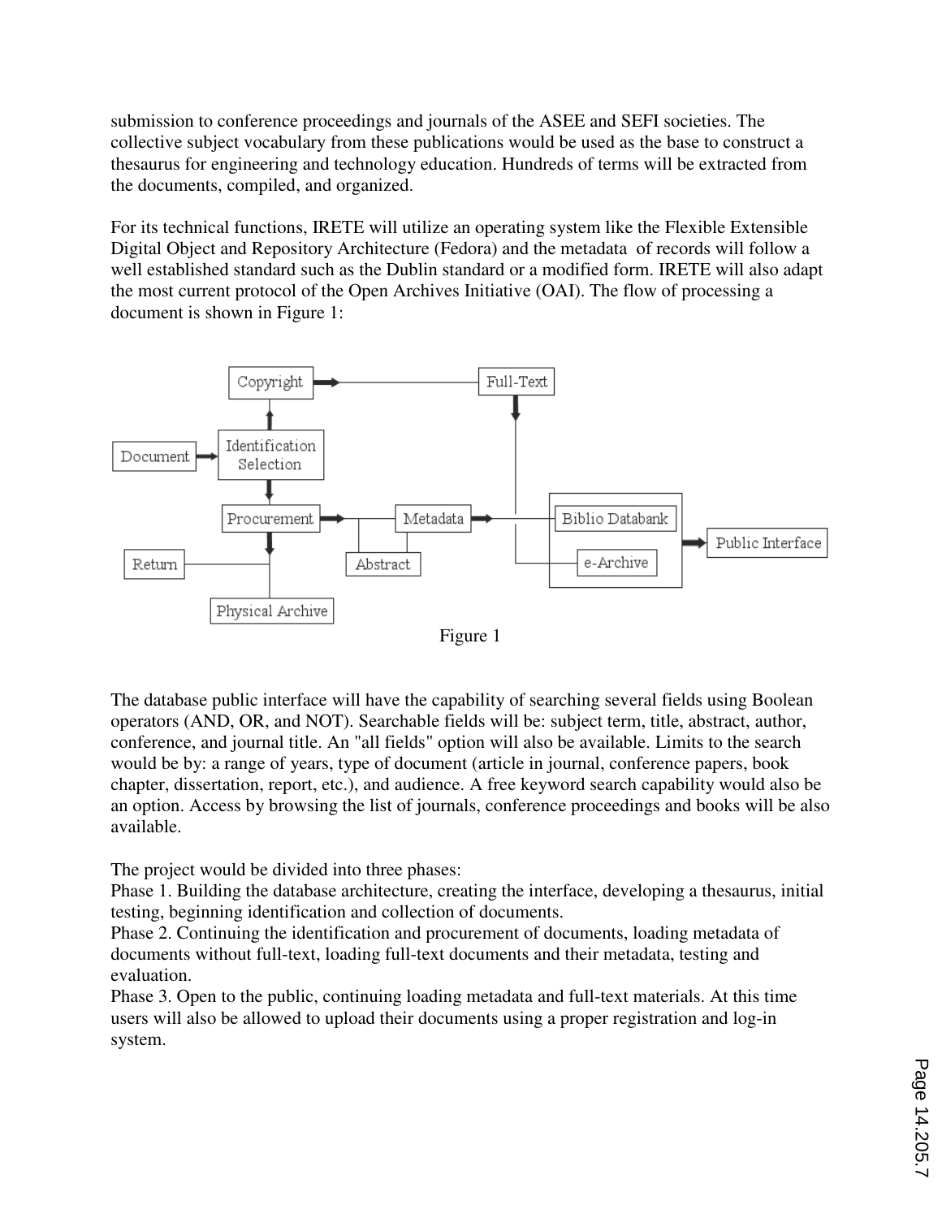submission to conference proceedings and journals of the ASEE and SEFI societies. The collective subject vocabulary from these publications would be used as the base to construct a thesaurus for engineering and technology education. Hundreds of terms will be extracted from the documents, compiled, and organized.

For its technical functions, IRETE will utilize an operating system like the Flexible Extensible Digital Object and Repository Architecture (Fedora) and the metadata of records will follow a well established standard such as the Dublin standard or a modified form. IRETE will also adapt the most current protocol of the Open Archives Initiative (OAI). The flow of processing a document is shown in Figure 1:

Figure 1

The database public interface will have the capability of searching several fields using Boolean operators (AND, OR, and NOT). Searchable fields will be: subject term, title, abstract, author, conference, and journal title. An "all fields" option will also be available. Limits to the search would be by: a range of years, type of document (article in journal, conference papers, book chapter, dissertation, report, etc.), and audience. A free keyword search capability would also be an option. Access by browsing the list of journals, conference proceedings and books will be also available.

The project would be divided into three phases:
Phase 1. Building the database architecture, creating the interface, developing a thesaurus, initial testing, beginning identification and collection of documents.
Phase 2. Continuing the identification and procurement of documents, loading metadata of documents without full-text, loading full-text documents and their metadata, testing and evaluation.
Phase 3. Open to the public, continuing loading metadata and full-text materials. At this time users will also be allowed to upload their documents using a proper registration and log-in system.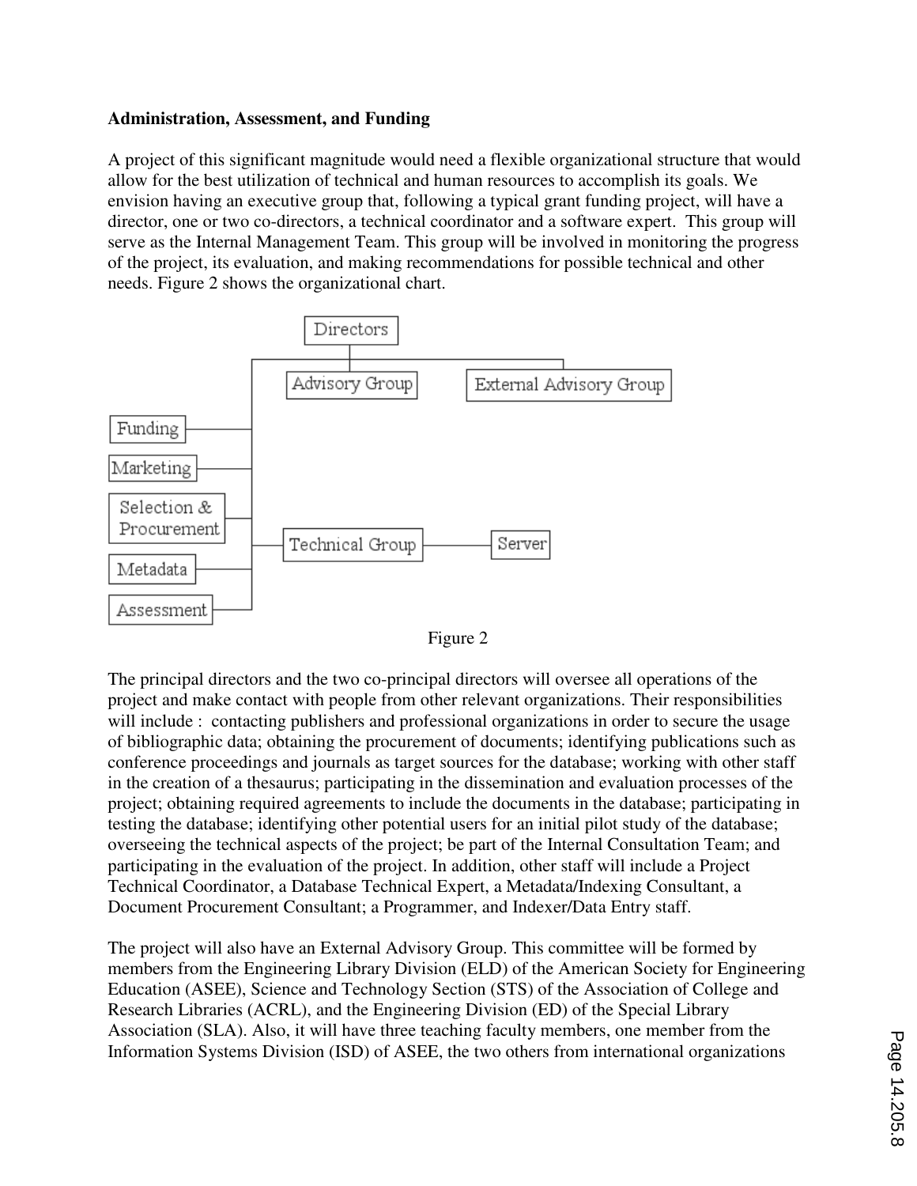**Administration, Assessment, and Funding**

A project of this significant magnitude would need a flexible organizational structure that would allow for the best utilization of technical and human resources to accomplish its goals. We envision having an executive group that, following a typical grant funding project, will have a director, one or two co-directors, a technical coordinator and a software expert. This group will serve as the Internal Management Team. This group will be involved in monitoring the progress of the project, its evaluation, and making recommendations for possible technical and other needs. Figure 2 shows the organizational chart.

Figure 2

The principal directors and the two co-principal directors will oversee all operations of the project and make contact with people from other relevant organizations. Their responsibilities will include : contacting publishers and professional organizations in order to secure the usage of bibliographic data; obtaining the procurement of documents; identifying publications such as conference proceedings and journals as target sources for the database; working with other staff in the creation of a thesaurus; participating in the dissemination and evaluation processes of the project; obtaining required agreements to include the documents in the database; participating in testing the database; identifying other potential users for an initial pilot study of the database; overseeing the technical aspects of the project; be part of the Internal Consultation Team; and participating in the evaluation of the project. In addition, other staff will include a Project Technical Coordinator, a Database Technical Expert, a Metadata/Indexing Consultant, a Document Procurement Consultant; a Programmer, and Indexer/Data Entry staff.

The project will also have an External Advisory Group. This committee will be formed by members from the Engineering Library Division (ELD) of the American Society for Engineering Education (ASEE), Science and Technology Section (STS) of the Association of College and Research Libraries (ACRL), and the Engineering Division (ED) of the Special Library Association (SLA). Also, it will have three teaching faculty members, one member from the Information Systems Division (ISD) of ASEE, the two others from international organizations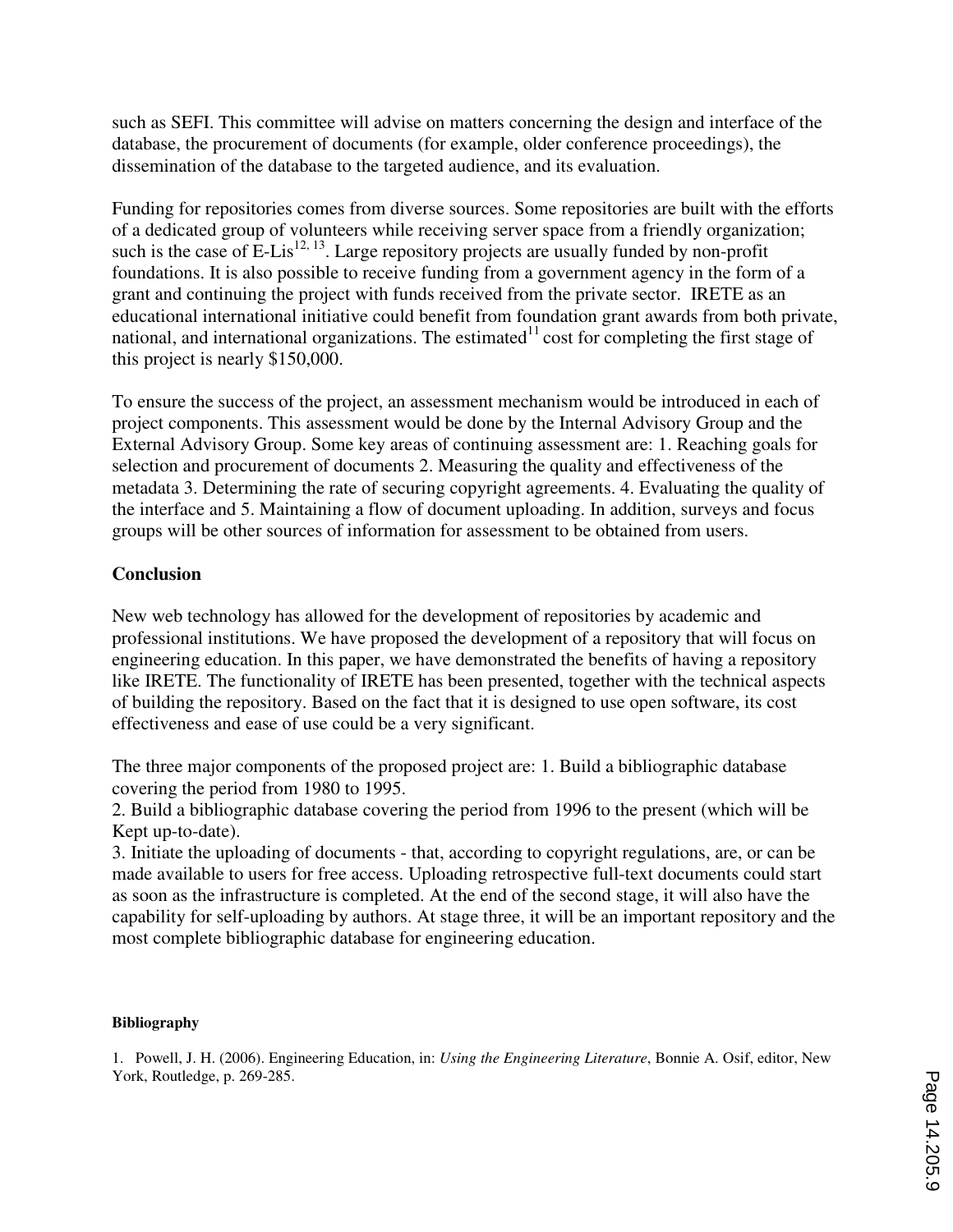such as SEFI. This committee will advise on matters concerning the design and interface of the database, the procurement of documents (for example, older conference proceedings), the dissemination of the database to the targeted audience, and its evaluation.

Funding for repositories comes from diverse sources. Some repositories are built with the efforts of a dedicated group of volunteers while receiving server space from a friendly organization; such is the case of E-Lis[12, 13]. Large repository projects are usually funded by non-profit foundations. It is also possible to receive funding from a government agency in the form of a grant and continuing the project with funds received from the private sector. IRETE as an educational international initiative could benefit from foundation grant awards from both private, national, and international organizations. The estimated[11] cost for completing the first stage of this project is nearly $150,000.

To ensure the success of the project, an assessment mechanism would be introduced in each of project components. This assessment would be done by the Internal Advisory Group and the External Advisory Group. Some key areas of continuing assessment are: 1. Reaching goals for selection and procurement of documents 2. Measuring the quality and effectiveness of the metadata 3. Determining the rate of securing copyright agreements. 4. Evaluating the quality of the interface and 5. Maintaining a flow of document uploading. In addition, surveys and focus groups will be other sources of information for assessment to be obtained from users.

## Conclusion

New web technology has allowed for the development of repositories by academic and professional institutions. We have proposed the development of a repository that will focus on engineering education. In this paper, we have demonstrated the benefits of having a repository like IRETE. The functionality of IRETE has been presented, together with the technical aspects of building the repository. Based on the fact that it is designed to use open software, its cost effectiveness and ease of use could be a very significant.

The three major components of the proposed project are: 1. Build a bibliographic database covering the period from 1980 to 1995.

2. Build a bibliographic database covering the period from 1996 to the present (which will be Kept up-to-date).

3. Initiate the uploading of documents - that, according to copyright regulations, are, or can be made available to users for free access. Uploading retrospective full-text documents could start as soon as the infrastructure is completed. At the end of the second stage, it will also have the capability for self-uploading by authors. At stage three, it will be an important repository and the most complete bibliographic database for engineering education.

#### Bibliography

1. Powell, J. H. (2006). Engineering Education, in: *Using the Engineering Literature*, Bonnie A. Osif, editor, New York, Routledge, p. 269-285.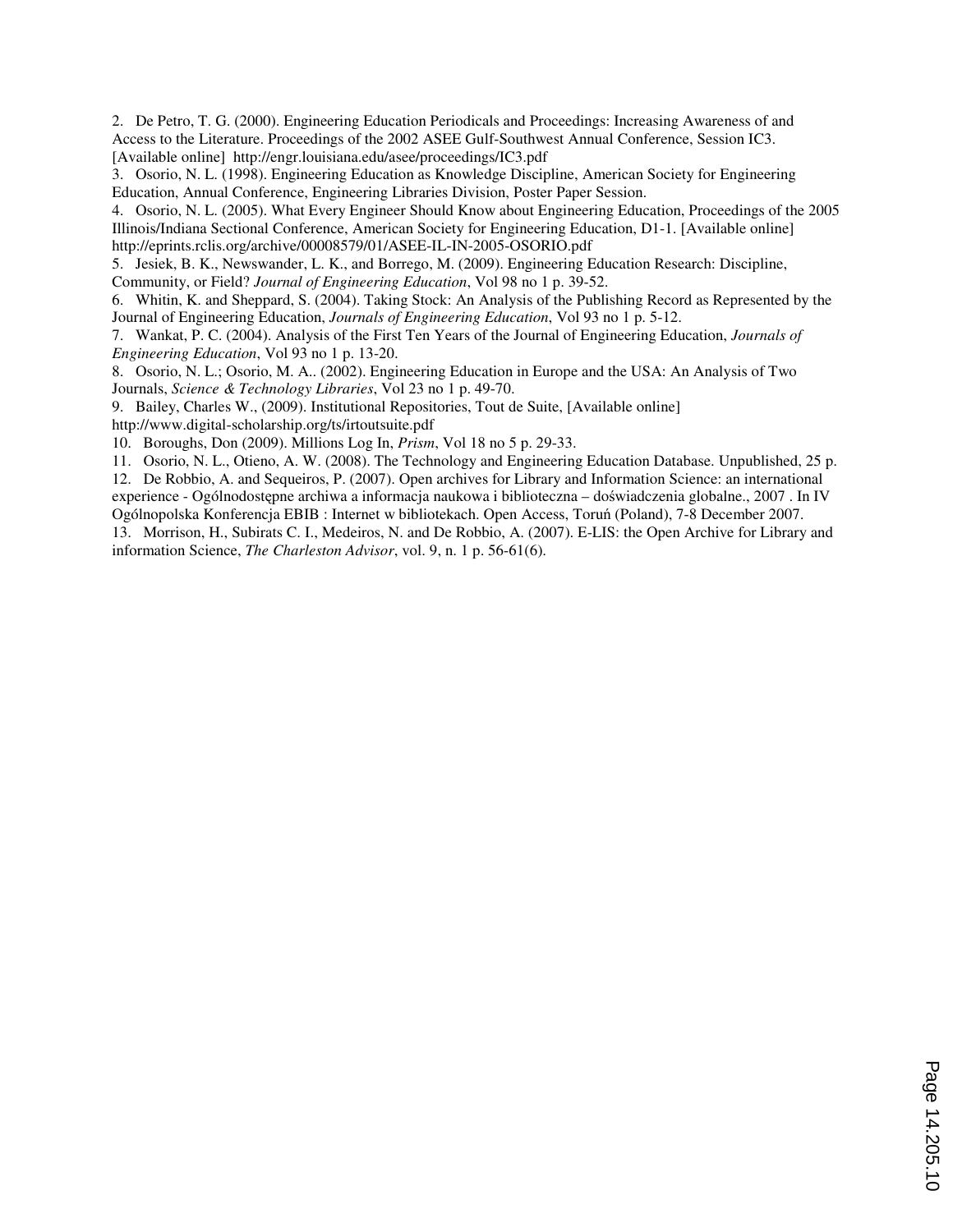2. De Petro, T. G. (2000). Engineering Education Periodicals and Proceedings: Increasing Awareness of and Access to the Literature. Proceedings of the 2002 ASEE Gulf-Southwest Annual Conference, Session IC3. [Available online] http://engr.louisiana.edu/asee/proceedings/IC3.pdf
3. Osorio, N. L. (1998). Engineering Education as Knowledge Discipline, American Society for Engineering Education, Annual Conference, Engineering Libraries Division, Poster Paper Session.
4. Osorio, N. L. (2005). What Every Engineer Should Know about Engineering Education, Proceedings of the 2005 Illinois/Indiana Sectional Conference, American Society for Engineering Education, D1-1. [Available online] http://eprints.rclis.org/archive/00008579/01/ASEE-IL-IN-2005-OSORIO.pdf
5. Jesiek, B. K., Newswander, L. K., and Borrego, M. (2009). Engineering Education Research: Discipline, Community, or Field? *Journal of Engineering Education*, Vol 98 no 1 p. 39-52.
6. Whitin, K. and Sheppard, S. (2004). Taking Stock: An Analysis of the Publishing Record as Represented by the Journal of Engineering Education, *Journals of Engineering Education*, Vol 93 no 1 p. 5-12.
7. Wankat, P. C. (2004). Analysis of the First Ten Years of the Journal of Engineering Education, *Journals of Engineering Education*, Vol 93 no 1 p. 13-20.
8. Osorio, N. L.; Osorio, M. A.. (2002). Engineering Education in Europe and the USA: An Analysis of Two Journals, *Science & Technology Libraries*, Vol 23 no 1 p. 49-70.
9. Bailey, Charles W., (2009). Institutional Repositories, Tout de Suite, [Available online] http://www.digital-scholarship.org/ts/irtoutsuite.pdf
10. Boroughs, Don (2009). Millions Log In, *Prism*, Vol 18 no 5 p. 29-33.
11. Osorio, N. L., Otieno, A. W. (2008). The Technology and Engineering Education Database. Unpublished, 25 p.
12. De Robbio, A. and Sequeiros, P. (2007). Open archives for Library and Information Science: an international experience - Ogólnodostępne archiwa a informacja naukowa i biblioteczna – doświadczenia globalne., 2007 . In IV Ogólnopolska Konferencja EBIB : Internet w bibliotekach. Open Access, Toruń (Poland), 7-8 December 2007.
13. Morrison, H., Subirats C. I., Medeiros, N. and De Robbio, A. (2007). E-LIS: the Open Archive for Library and information Science, *The Charleston Advisor*, vol. 9, n. 1 p. 56-61(6).